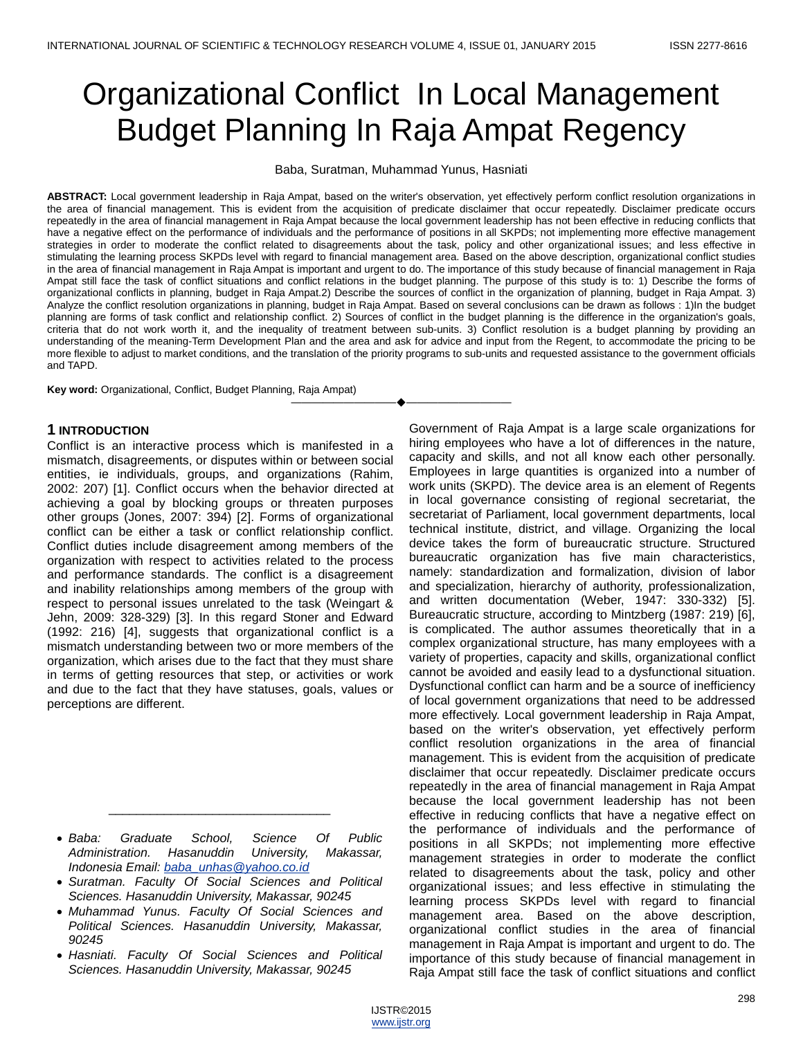# Organizational Conflict In Local Management Budget Planning In Raja Ampat Regency

Baba, Suratman, Muhammad Yunus, Hasniati

**ABSTRACT:** Local government leadership in Raja Ampat, based on the writer's observation, yet effectively perform conflict resolution organizations in the area of financial management. This is evident from the acquisition of predicate disclaimer that occur repeatedly. Disclaimer predicate occurs repeatedly in the area of financial management in Raja Ampat because the local government leadership has not been effective in reducing conflicts that have a negative effect on the performance of individuals and the performance of positions in all SKPDs; not implementing more effective management strategies in order to moderate the conflict related to disagreements about the task, policy and other organizational issues; and less effective in stimulating the learning process SKPDs level with regard to financial management area. Based on the above description, organizational conflict studies in the area of financial management in Raja Ampat is important and urgent to do. The importance of this study because of financial management in Raja Ampat still face the task of conflict situations and conflict relations in the budget planning. The purpose of this study is to: 1) Describe the forms of organizational conflicts in planning, budget in Raja Ampat.2) Describe the sources of conflict in the organization of planning, budget in Raja Ampat. 3) Analyze the conflict resolution organizations in planning, budget in Raja Ampat. Based on several conclusions can be drawn as follows : 1)In the budget planning are forms of task conflict and relationship conflict. 2) Sources of conflict in the budget planning is the difference in the organization's goals, criteria that do not work worth it, and the inequality of treatment between sub-units. 3) Conflict resolution is a budget planning by providing an understanding of the meaning-Term Development Plan and the area and ask for advice and input from the Regent, to accommodate the pricing to be more flexible to adjust to market conditions, and the translation of the priority programs to sub-units and requested assistance to the government officials and TAPD.

**Key word:** Organizational, Conflict, Budget Planning, Raja Ampat)

---

## 1 INTRODUCTION

Conflict is an interactive process which is manifested in a mismatch, disagreements, or disputes within or between social entities, ie individuals, groups, and organizations (Rahim, 2002: 207) [1]. Conflict occurs when the behavior directed at achieving a goal by blocking groups or threaten purposes other groups (Jones, 2007: 394) [2]. Forms of organizational conflict can be either a task or conflict relationship conflict. Conflict duties include disagreement among members of the organization with respect to activities related to the process and performance standards. The conflict is a disagreement and inability relationships among members of the group with respect to personal issues unrelated to the task (Weingart & Jehn, 2009: 328-329) [3]. In this regard Stoner and Edward (1992: 216) [4], suggests that organizational conflict is a mismatch understanding between two or more members of the organization, which arises due to the fact that they must share in terms of getting resources that step, or activities or work and due to the fact that they have statuses, goals, values or perceptions are different.

- *Baba: Graduate School, Science Of Public Administration. Hasanuddin University, Makassar, Indonesia Email: baba_unhas@yahoo.co.id*
- *Suratman. Faculty Of Social Sciences and Political Sciences. Hasanuddin University, Makassar, 90245*
- *Muhammad Yunus. Faculty Of Social Sciences and Political Sciences. Hasanuddin University, Makassar, 90245*
- *Hasniati. Faculty Of Social Sciences and Political Sciences. Hasanuddin University, Makassar, 90245*

Government of Raja Ampat is a large scale organizations for hiring employees who have a lot of differences in the nature, capacity and skills, and not all know each other personally. Employees in large quantities is organized into a number of work units (SKPD). The device area is an element of Regents in local governance consisting of regional secretariat, the secretariat of Parliament, local government departments, local technical institute, district, and village. Organizing the local device takes the form of bureaucratic structure. Structured bureaucratic organization has five main characteristics, namely: standardization and formalization, division of labor and specialization, hierarchy of authority, professionalization, and written documentation (Weber, 1947: 330-332) [5]. Bureaucratic structure, according to Mintzberg (1987: 219) [6], is complicated. The author assumes theoretically that in a complex organizational structure, has many employees with a variety of properties, capacity and skills, organizational conflict cannot be avoided and easily lead to a dysfunctional situation. Dysfunctional conflict can harm and be a source of inefficiency of local government organizations that need to be addressed more effectively. Local government leadership in Raja Ampat, based on the writer's observation, yet effectively perform conflict resolution organizations in the area of financial management. This is evident from the acquisition of predicate disclaimer that occur repeatedly. Disclaimer predicate occurs repeatedly in the area of financial management in Raja Ampat because the local government leadership has not been effective in reducing conflicts that have a negative effect on the performance of individuals and the performance of positions in all SKPDs; not implementing more effective management strategies in order to moderate the conflict related to disagreements about the task, policy and other organizational issues; and less effective in stimulating the learning process SKPDs level with regard to financial management area. Based on the above description, organizational conflict studies in the area of financial management in Raja Ampat is important and urgent to do. The importance of this study because of financial management in Raja Ampat still face the task of conflict situations and conflict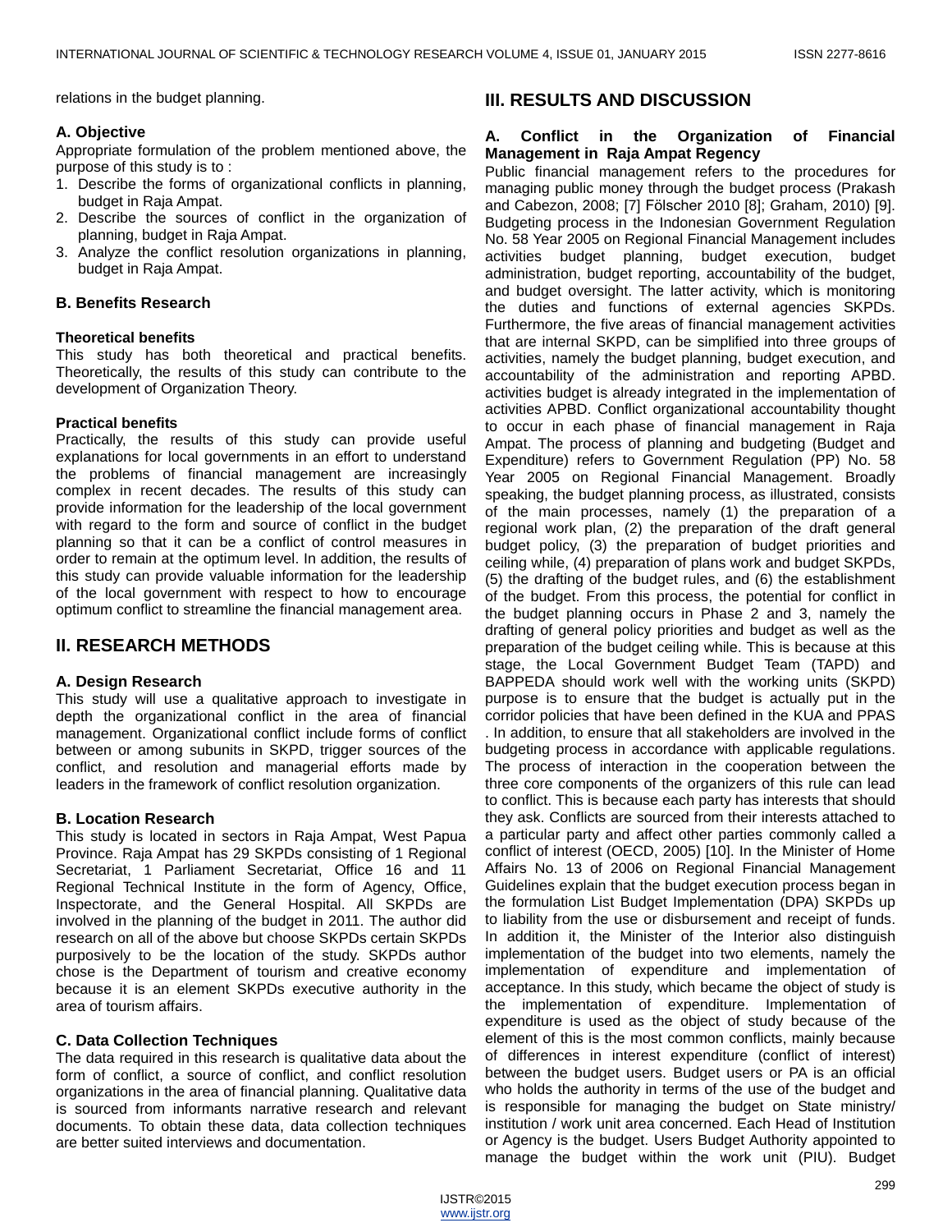relations in the budget planning.

### A. Objective

Appropriate formulation of the problem mentioned above, the purpose of this study is to :

1. Describe the forms of organizational conflicts in planning, budget in Raja Ampat.
2. Describe the sources of conflict in the organization of planning, budget in Raja Ampat.
3. Analyze the conflict resolution organizations in planning, budget in Raja Ampat.

### B. Benefits Research

**Theoretical benefits**

This study has both theoretical and practical benefits. Theoretically, the results of this study can contribute to the development of Organization Theory.

**Practical benefits**

Practically, the results of this study can provide useful explanations for local governments in an effort to understand the problems of financial management are increasingly complex in recent decades. The results of this study can provide information for the leadership of the local government with regard to the form and source of conflict in the budget planning so that it can be a conflict of control measures in order to remain at the optimum level. In addition, the results of this study can provide valuable information for the leadership of the local government with respect to how to encourage optimum conflict to streamline the financial management area.

## II. RESEARCH METHODS

### A. Design Research

This study will use a qualitative approach to investigate in depth the organizational conflict in the area of financial management. Organizational conflict include forms of conflict between or among subunits in SKPD, trigger sources of the conflict, and resolution and managerial efforts made by leaders in the framework of conflict resolution organization.

### B. Location Research

This study is located in sectors in Raja Ampat, West Papua Province. Raja Ampat has 29 SKPDs consisting of 1 Regional Secretariat, 1 Parliament Secretariat, Office 16 and 11 Regional Technical Institute in the form of Agency, Office, Inspectorate, and the General Hospital. All SKPDs are involved in the planning of the budget in 2011. The author did research on all of the above but choose SKPDs certain SKPDs purposively to be the location of the study. SKPDs author chose is the Department of tourism and creative economy because it is an element SKPDs executive authority in the area of tourism affairs.

### C. Data Collection Techniques

The data required in this research is qualitative data about the form of conflict, a source of conflict, and conflict resolution organizations in the area of financial planning. Qualitative data is sourced from informants narrative research and relevant documents. To obtain these data, data collection techniques are better suited interviews and documentation.

## III. RESULTS AND DISCUSSION

### A. Conflict in the Organization of Financial Management in Raja Ampat Regency

Public financial management refers to the procedures for managing public money through the budget process (Prakash and Cabezon, 2008; [7] Fölscher 2010 [8]; Graham, 2010) [9]. Budgeting process in the Indonesian Government Regulation No. 58 Year 2005 on Regional Financial Management includes activities budget planning, budget execution, budget administration, budget reporting, accountability of the budget, and budget oversight. The latter activity, which is monitoring the duties and functions of external agencies SKPDs. Furthermore, the five areas of financial management activities that are internal SKPD, can be simplified into three groups of activities, namely the budget planning, budget execution, and accountability of the administration and reporting APBD. activities budget is already integrated in the implementation of activities APBD. Conflict organizational accountability thought to occur in each phase of financial management in Raja Ampat. The process of planning and budgeting (Budget and Expenditure) refers to Government Regulation (PP) No. 58 Year 2005 on Regional Financial Management. Broadly speaking, the budget planning process, as illustrated, consists of the main processes, namely (1) the preparation of a regional work plan, (2) the preparation of the draft general budget policy, (3) the preparation of budget priorities and ceiling while, (4) preparation of plans work and budget SKPDs, (5) the drafting of the budget rules, and (6) the establishment of the budget. From this process, the potential for conflict in the budget planning occurs in Phase 2 and 3, namely the drafting of general policy priorities and budget as well as the preparation of the budget ceiling while. This is because at this stage, the Local Government Budget Team (TAPD) and BAPPEDA should work well with the working units (SKPD) purpose is to ensure that the budget is actually put in the corridor policies that have been defined in the KUA and PPAS . In addition, to ensure that all stakeholders are involved in the budgeting process in accordance with applicable regulations. The process of interaction in the cooperation between the three core components of the organizers of this rule can lead to conflict. This is because each party has interests that should they ask. Conflicts are sourced from their interests attached to a particular party and affect other parties commonly called a conflict of interest (OECD, 2005) [10]. In the Minister of Home Affairs No. 13 of 2006 on Regional Financial Management Guidelines explain that the budget execution process began in the formulation List Budget Implementation (DPA) SKPDs up to liability from the use or disbursement and receipt of funds. In addition it, the Minister of the Interior also distinguish implementation of the budget into two elements, namely the implementation of expenditure and implementation of acceptance. In this study, which became the object of study is the implementation of expenditure. Implementation of expenditure is used as the object of study because of the element of this is the most common conflicts, mainly because of differences in interest expenditure (conflict of interest) between the budget users. Budget users or PA is an official who holds the authority in terms of the use of the budget and is responsible for managing the budget on State ministry/ institution / work unit area concerned. Each Head of Institution or Agency is the budget. Users Budget Authority appointed to manage the budget within the work unit (PIU). Budget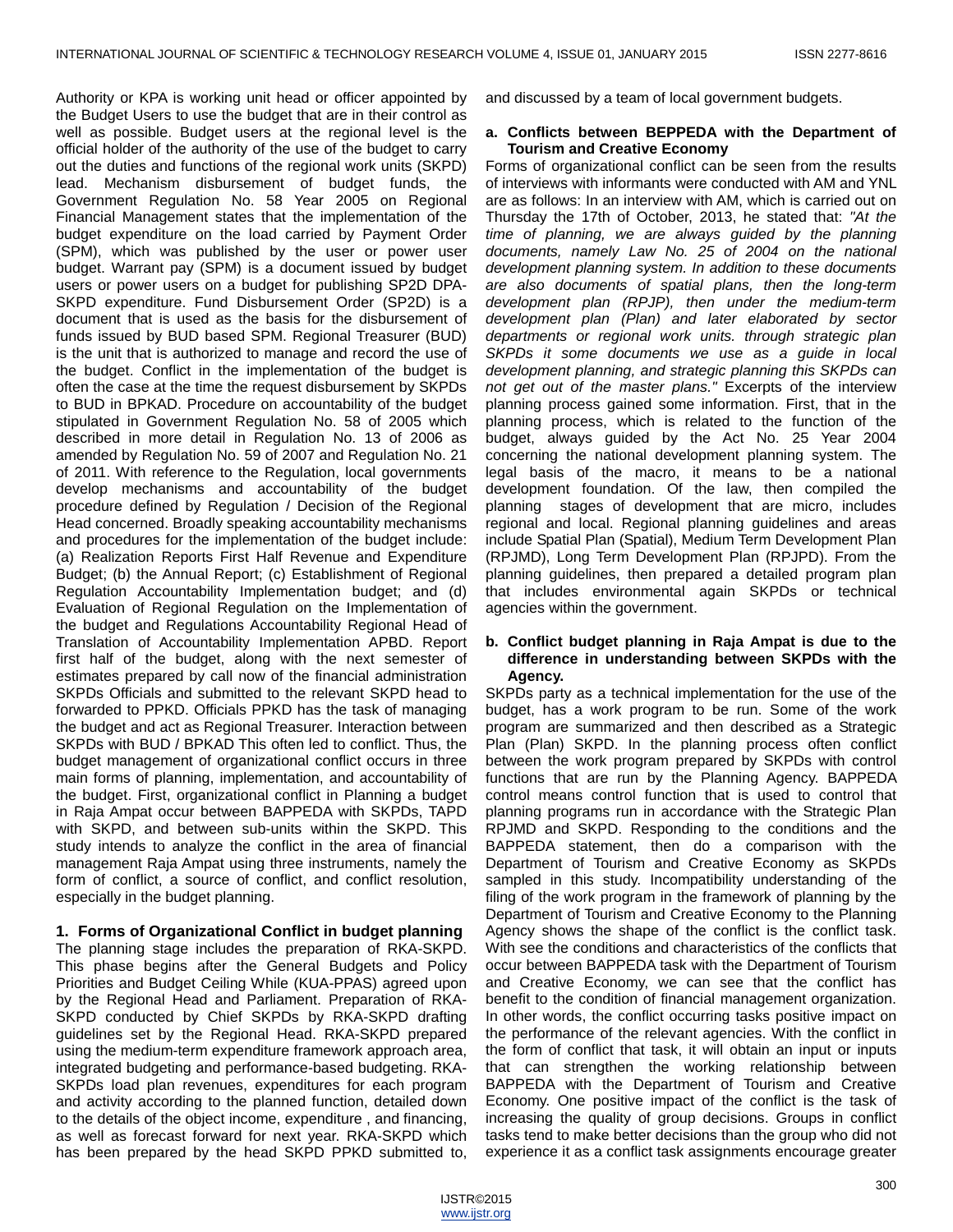Authority or KPA is working unit head or officer appointed by the Budget Users to use the budget that are in their control as well as possible. Budget users at the regional level is the official holder of the authority of the use of the budget to carry out the duties and functions of the regional work units (SKPD) lead. Mechanism disbursement of budget funds, the Government Regulation No. 58 Year 2005 on Regional Financial Management states that the implementation of the budget expenditure on the load carried by Payment Order (SPM), which was published by the user or power user budget. Warrant pay (SPM) is a document issued by budget users or power users on a budget for publishing SP2D DPA-SKPD expenditure. Fund Disbursement Order (SP2D) is a document that is used as the basis for the disbursement of funds issued by BUD based SPM. Regional Treasurer (BUD) is the unit that is authorized to manage and record the use of the budget. Conflict in the implementation of the budget is often the case at the time the request disbursement by SKPDs to BUD in BPKAD. Procedure on accountability of the budget stipulated in Government Regulation No. 58 of 2005 which described in more detail in Regulation No. 13 of 2006 as amended by Regulation No. 59 of 2007 and Regulation No. 21 of 2011. With reference to the Regulation, local governments develop mechanisms and accountability of the budget procedure defined by Regulation / Decision of the Regional Head concerned. Broadly speaking accountability mechanisms and procedures for the implementation of the budget include: (a) Realization Reports First Half Revenue and Expenditure Budget; (b) the Annual Report; (c) Establishment of Regional Regulation Accountability Implementation budget; and (d) Evaluation of Regional Regulation on the Implementation of the budget and Regulations Accountability Regional Head of Translation of Accountability Implementation APBD. Report first half of the budget, along with the next semester of estimates prepared by call now of the financial administration SKPDs Officials and submitted to the relevant SKPD head to forwarded to PPKD. Officials PPKD has the task of managing the budget and act as Regional Treasurer. Interaction between SKPDs with BUD / BPKAD This often led to conflict. Thus, the budget management of organizational conflict occurs in three main forms of planning, implementation, and accountability of the budget. First, organizational conflict in Planning a budget in Raja Ampat occur between BAPPEDA with SKPDs, TAPD with SKPD, and between sub-units within the SKPD. This study intends to analyze the conflict in the area of financial management Raja Ampat using three instruments, namely the form of conflict, a source of conflict, and conflict resolution, especially in the budget planning.

## 1. Forms of Organizational Conflict in budget planning

The planning stage includes the preparation of RKA-SKPD. This phase begins after the General Budgets and Policy Priorities and Budget Ceiling While (KUA-PPAS) agreed upon by the Regional Head and Parliament. Preparation of RKA-SKPD conducted by Chief SKPDs by RKA-SKPD drafting guidelines set by the Regional Head. RKA-SKPD prepared using the medium-term expenditure framework approach area, integrated budgeting and performance-based budgeting. RKA-SKPDs load plan revenues, expenditures for each program and activity according to the planned function, detailed down to the details of the object income, expenditure , and financing, as well as forecast forward for next year. RKA-SKPD which has been prepared by the head SKPD PPKD submitted to, and discussed by a team of local government budgets.

### a. Conflicts between BEPPEDA with the Department of Tourism and Creative Economy

Forms of organizational conflict can be seen from the results of interviews with informants were conducted with AM and YNL are as follows: In an interview with AM, which is carried out on Thursday the 17th of October, 2013, he stated that: *"At the time of planning, we are always guided by the planning documents, namely Law No. 25 of 2004 on the national development planning system. In addition to these documents are also documents of spatial plans, then the long-term development plan (RPJP), then under the medium-term development plan (Plan) and later elaborated by sector departments or regional work units. through strategic plan SKPDs it some documents we use as a guide in local development planning, and strategic planning this SKPDs can not get out of the master plans."* Excerpts of the interview planning process gained some information. First, that in the planning process, which is related to the function of the budget, always guided by the Act No. 25 Year 2004 concerning the national development planning system. The legal basis of the macro, it means to be a national development foundation. Of the law, then compiled the planning stages of development that are micro, includes regional and local. Regional planning guidelines and areas include Spatial Plan (Spatial), Medium Term Development Plan (RPJMD), Long Term Development Plan (RPJPD). From the planning guidelines, then prepared a detailed program plan that includes environmental again SKPDs or technical agencies within the government.

### b. Conflict budget planning in Raja Ampat is due to the difference in understanding between SKPDs with the Agency.

SKPDs party as a technical implementation for the use of the budget, has a work program to be run. Some of the work program are summarized and then described as a Strategic Plan (Plan) SKPD. In the planning process often conflict between the work program prepared by SKPDs with control functions that are run by the Planning Agency. BAPPEDA control means control function that is used to control that planning programs run in accordance with the Strategic Plan RPJMD and SKPD. Responding to the conditions and the BAPPEDA statement, then do a comparison with the Department of Tourism and Creative Economy as SKPDs sampled in this study. Incompatibility understanding of the filing of the work program in the framework of planning by the Department of Tourism and Creative Economy to the Planning Agency shows the shape of the conflict is the conflict task. With see the conditions and characteristics of the conflicts that occur between BAPPEDA task with the Department of Tourism and Creative Economy, we can see that the conflict has benefit to the condition of financial management organization. In other words, the conflict occurring tasks positive impact on the performance of the relevant agencies. With the conflict in the form of conflict that task, it will obtain an input or inputs that can strengthen the working relationship between BAPPEDA with the Department of Tourism and Creative Economy. One positive impact of the conflict is the task of increasing the quality of group decisions. Groups in conflict tasks tend to make better decisions than the group who did not experience it as a conflict task assignments encourage greater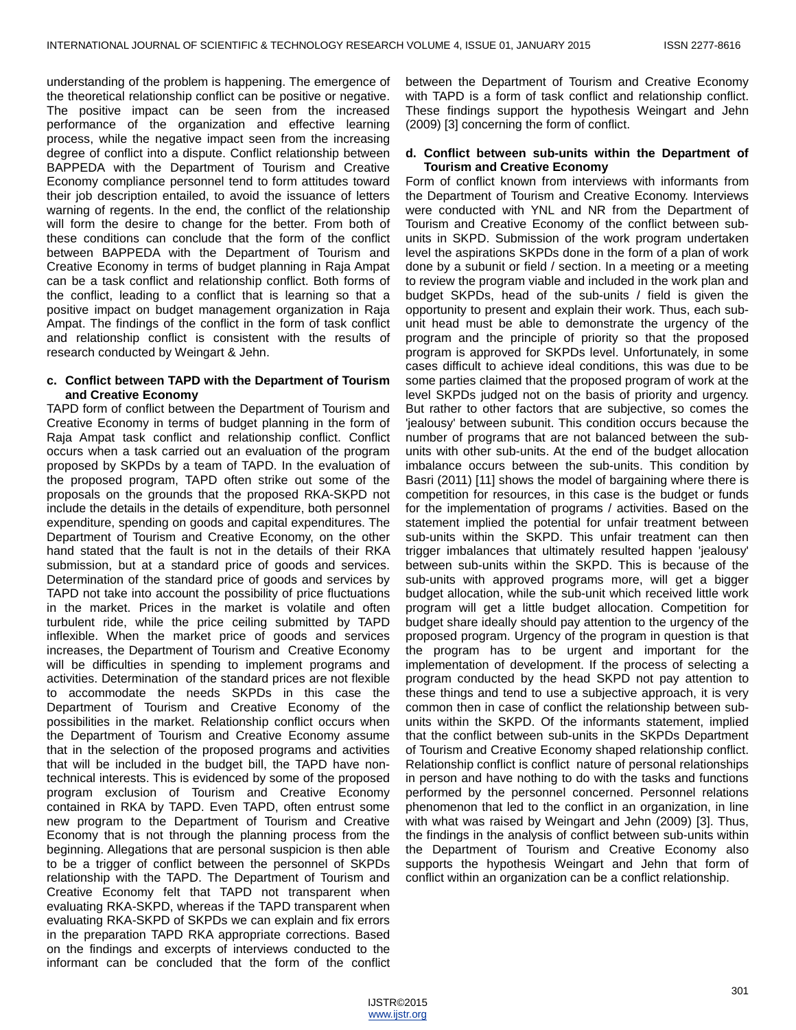understanding of the problem is happening. The emergence of the theoretical relationship conflict can be positive or negative. The positive impact can be seen from the increased performance of the organization and effective learning process, while the negative impact seen from the increasing degree of conflict into a dispute. Conflict relationship between BAPPEDA with the Department of Tourism and Creative Economy compliance personnel tend to form attitudes toward their job description entailed, to avoid the issuance of letters warning of regents. In the end, the conflict of the relationship will form the desire to change for the better. From both of these conditions can conclude that the form of the conflict between BAPPEDA with the Department of Tourism and Creative Economy in terms of budget planning in Raja Ampat can be a task conflict and relationship conflict. Both forms of the conflict, leading to a conflict that is learning so that a positive impact on budget management organization in Raja Ampat. The findings of the conflict in the form of task conflict and relationship conflict is consistent with the results of research conducted by Weingart & Jehn.

**c. Conflict between TAPD with the Department of Tourism and Creative Economy**

TAPD form of conflict between the Department of Tourism and Creative Economy in terms of budget planning in the form of Raja Ampat task conflict and relationship conflict. Conflict occurs when a task carried out an evaluation of the program proposed by SKPDs by a team of TAPD. In the evaluation of the proposed program, TAPD often strike out some of the proposals on the grounds that the proposed RKA-SKPD not include the details in the details of expenditure, both personnel expenditure, spending on goods and capital expenditures. The Department of Tourism and Creative Economy, on the other hand stated that the fault is not in the details of their RKA submission, but at a standard price of goods and services. Determination of the standard price of goods and services by TAPD not take into account the possibility of price fluctuations in the market. Prices in the market is volatile and often turbulent ride, while the price ceiling submitted by TAPD inflexible. When the market price of goods and services increases, the Department of Tourism and Creative Economy will be difficulties in spending to implement programs and activities. Determination of the standard prices are not flexible to accommodate the needs SKPDs in this case the Department of Tourism and Creative Economy of the possibilities in the market. Relationship conflict occurs when the Department of Tourism and Creative Economy assume that in the selection of the proposed programs and activities that will be included in the budget bill, the TAPD have non-technical interests. This is evidenced by some of the proposed program exclusion of Tourism and Creative Economy contained in RKA by TAPD. Even TAPD, often entrust some new program to the Department of Tourism and Creative Economy that is not through the planning process from the beginning. Allegations that are personal suspicion is then able to be a trigger of conflict between the personnel of SKPDs relationship with the TAPD. The Department of Tourism and Creative Economy felt that TAPD not transparent when evaluating RKA-SKPD, whereas if the TAPD transparent when evaluating RKA-SKPD of SKPDs we can explain and fix errors in the preparation TAPD RKA appropriate corrections. Based on the findings and excerpts of interviews conducted to the informant can be concluded that the form of the conflict between the Department of Tourism and Creative Economy with TAPD is a form of task conflict and relationship conflict. These findings support the hypothesis Weingart and Jehn (2009) [3] concerning the form of conflict.

**d. Conflict between sub-units within the Department of Tourism and Creative Economy**

Form of conflict known from interviews with informants from the Department of Tourism and Creative Economy. Interviews were conducted with YNL and NR from the Department of Tourism and Creative Economy of the conflict between sub-units in SKPD. Submission of the work program undertaken level the aspirations SKPDs done in the form of a plan of work done by a subunit or field / section. In a meeting or a meeting to review the program viable and included in the work plan and budget SKPDs, head of the sub-units / field is given the opportunity to present and explain their work. Thus, each sub-unit head must be able to demonstrate the urgency of the program and the principle of priority so that the proposed program is approved for SKPDs level. Unfortunately, in some cases difficult to achieve ideal conditions, this was due to be some parties claimed that the proposed program of work at the level SKPDs judged not on the basis of priority and urgency. But rather to other factors that are subjective, so comes the 'jealousy' between subunit. This condition occurs because the number of programs that are not balanced between the sub-units with other sub-units. At the end of the budget allocation imbalance occurs between the sub-units. This condition by Basri (2011) [11] shows the model of bargaining where there is competition for resources, in this case is the budget or funds for the implementation of programs / activities. Based on the statement implied the potential for unfair treatment between sub-units within the SKPD. This unfair treatment can then trigger imbalances that ultimately resulted happen 'jealousy' between sub-units within the SKPD. This is because of the sub-units with approved programs more, will get a bigger budget allocation, while the sub-unit which received little work program will get a little budget allocation. Competition for budget share ideally should pay attention to the urgency of the proposed program. Urgency of the program in question is that the program has to be urgent and important for the implementation of development. If the process of selecting a program conducted by the head SKPD not pay attention to these things and tend to use a subjective approach, it is very common then in case of conflict the relationship between sub-units within the SKPD. Of the informants statement, implied that the conflict between sub-units in the SKPDs Department of Tourism and Creative Economy shaped relationship conflict. Relationship conflict is conflict nature of personal relationships in person and have nothing to do with the tasks and functions performed by the personnel concerned. Personnel relations phenomenon that led to the conflict in an organization, in line with what was raised by Weingart and Jehn (2009) [3]. Thus, the findings in the analysis of conflict between sub-units within the Department of Tourism and Creative Economy also supports the hypothesis Weingart and Jehn that form of conflict within an organization can be a conflict relationship.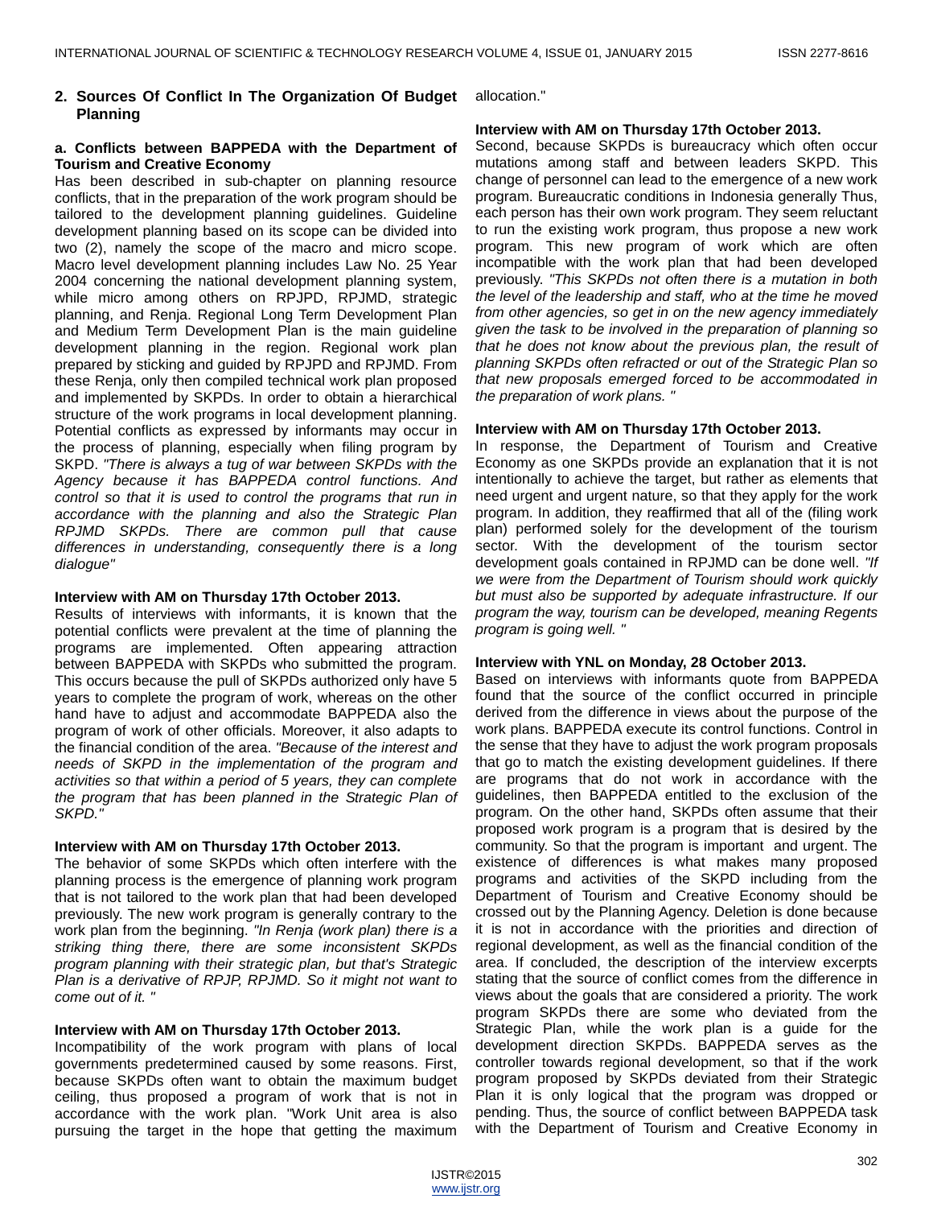## 2. Sources Of Conflict In The Organization Of Budget Planning

**a. Conflicts between BAPPEDA with the Department of Tourism and Creative Economy**

Has been described in sub-chapter on planning resource conflicts, that in the preparation of the work program should be tailored to the development planning guidelines. Guideline development planning based on its scope can be divided into two (2), namely the scope of the macro and micro scope. Macro level development planning includes Law No. 25 Year 2004 concerning the national development planning system, while micro among others on RPJPD, RPJMD, strategic planning, and Renja. Regional Long Term Development Plan and Medium Term Development Plan is the main guideline development planning in the region. Regional work plan prepared by sticking and guided by RPJPD and RPJMD. From these Renja, only then compiled technical work plan proposed and implemented by SKPDs. In order to obtain a hierarchical structure of the work programs in local development planning. Potential conflicts as expressed by informants may occur in the process of planning, especially when filing program by SKPD. *"There is always a tug of war between SKPDs with the Agency because it has BAPPEDA control functions. And control so that it is used to control the programs that run in accordance with the planning and also the Strategic Plan RPJMD SKPDs. There are common pull that cause differences in understanding, consequently there is a long dialogue"*

**Interview with AM on Thursday 17th October 2013.**

Results of interviews with informants, it is known that the potential conflicts were prevalent at the time of planning the programs are implemented. Often appearing attraction between BAPPEDA with SKPDs who submitted the program. This occurs because the pull of SKPDs authorized only have 5 years to complete the program of work, whereas on the other hand have to adjust and accommodate BAPPEDA also the program of work of other officials. Moreover, it also adapts to the financial condition of the area. *"Because of the interest and needs of SKPD in the implementation of the program and activities so that within a period of 5 years, they can complete the program that has been planned in the Strategic Plan of SKPD."*

**Interview with AM on Thursday 17th October 2013.**

The behavior of some SKPDs which often interfere with the planning process is the emergence of planning work program that is not tailored to the work plan that had been developed previously. The new work program is generally contrary to the work plan from the beginning. *"In Renja (work plan) there is a striking thing there, there are some inconsistent SKPDs program planning with their strategic plan, but that's Strategic Plan is a derivative of RPJP, RPJMD. So it might not want to come out of it. "*

**Interview with AM on Thursday 17th October 2013.**

Incompatibility of the work program with plans of local governments predetermined caused by some reasons. First, because SKPDs often want to obtain the maximum budget ceiling, thus proposed a program of work that is not in accordance with the work plan. "Work Unit area is also pursuing the target in the hope that getting the maximum allocation."

**Interview with AM on Thursday 17th October 2013.**

Second, because SKPDs is bureaucracy which often occur mutations among staff and between leaders SKPD. This change of personnel can lead to the emergence of a new work program. Bureaucratic conditions in Indonesia generally Thus, each person has their own work program. They seem reluctant to run the existing work program, thus propose a new work program. This new program of work which are often incompatible with the work plan that had been developed previously. *"This SKPDs not often there is a mutation in both the level of the leadership and staff, who at the time he moved from other agencies, so get in on the new agency immediately given the task to be involved in the preparation of planning so that he does not know about the previous plan, the result of planning SKPDs often refracted or out of the Strategic Plan so that new proposals emerged forced to be accommodated in the preparation of work plans. "*

**Interview with AM on Thursday 17th October 2013.**

In response, the Department of Tourism and Creative Economy as one SKPDs provide an explanation that it is not intentionally to achieve the target, but rather as elements that need urgent and urgent nature, so that they apply for the work program. In addition, they reaffirmed that all of the (filing work plan) performed solely for the development of the tourism sector. With the development of the tourism sector development goals contained in RPJMD can be done well. *"If we were from the Department of Tourism should work quickly but must also be supported by adequate infrastructure. If our program the way, tourism can be developed, meaning Regents program is going well. "*

**Interview with YNL on Monday, 28 October 2013.**

Based on interviews with informants quote from BAPPEDA found that the source of the conflict occurred in principle derived from the difference in views about the purpose of the work plans. BAPPEDA execute its control functions. Control in the sense that they have to adjust the work program proposals that go to match the existing development guidelines. If there are programs that do not work in accordance with the guidelines, then BAPPEDA entitled to the exclusion of the program. On the other hand, SKPDs often assume that their proposed work program is a program that is desired by the community. So that the program is important and urgent. The existence of differences is what makes many proposed programs and activities of the SKPD including from the Department of Tourism and Creative Economy should be crossed out by the Planning Agency. Deletion is done because it is not in accordance with the priorities and direction of regional development, as well as the financial condition of the area. If concluded, the description of the interview excerpts stating that the source of conflict comes from the difference in views about the goals that are considered a priority. The work program SKPDs there are some who deviated from the Strategic Plan, while the work plan is a guide for the development direction SKPDs. BAPPEDA serves as the controller towards regional development, so that if the work program proposed by SKPDs deviated from their Strategic Plan it is only logical that the program was dropped or pending. Thus, the source of conflict between BAPPEDA task with the Department of Tourism and Creative Economy in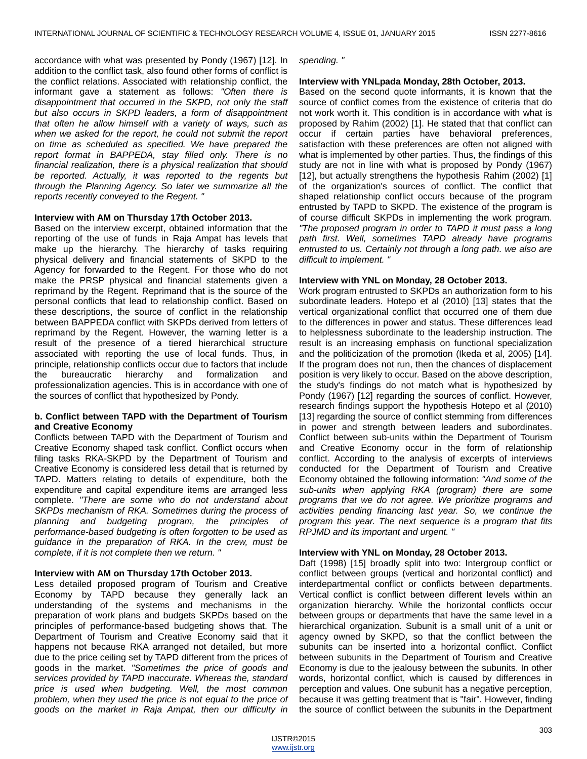accordance with what was presented by Pondy (1967) [12]. In addition to the conflict task, also found other forms of conflict is the conflict relations. Associated with relationship conflict, the informant gave a statement as follows: *"Often there is disappointment that occurred in the SKPD, not only the staff but also occurs in SKPD leaders, a form of disappointment that often he allow himself with a variety of ways, such as when we asked for the report, he could not submit the report on time as scheduled as specified. We have prepared the report format in BAPPEDA, stay filled only. There is no financial realization, there is a physical realization that should be reported. Actually, it was reported to the regents but through the Planning Agency. So later we summarize all the reports recently conveyed to the Regent. "*

**Interview with AM on Thursday 17th October 2013.**

Based on the interview excerpt, obtained information that the reporting of the use of funds in Raja Ampat has levels that make up the hierarchy. The hierarchy of tasks requiring physical delivery and financial statements of SKPD to the Agency for forwarded to the Regent. For those who do not make the PRSP physical and financial statements given a reprimand by the Regent. Reprimand that is the source of the personal conflicts that lead to relationship conflict. Based on these descriptions, the source of conflict in the relationship between BAPPEDA conflict with SKPDs derived from letters of reprimand by the Regent. However, the warning letter is a result of the presence of a tiered hierarchical structure associated with reporting the use of local funds. Thus, in principle, relationship conflicts occur due to factors that include the bureaucratic hierarchy and formalization and professionalization agencies. This is in accordance with one of the sources of conflict that hypothesized by Pondy.

**b. Conflict between TAPD with the Department of Tourism and Creative Economy**

Conflicts between TAPD with the Department of Tourism and Creative Economy shaped task conflict. Conflict occurs when filing tasks RKA-SKPD by the Department of Tourism and Creative Economy is considered less detail that is returned by TAPD. Matters relating to details of expenditure, both the expenditure and capital expenditure items are arranged less complete. *"There are some who do not understand about SKPDs mechanism of RKA. Sometimes during the process of planning and budgeting program, the principles of performance-based budgeting is often forgotten to be used as guidance in the preparation of RKA. In the crew, must be complete, if it is not complete then we return. "*

**Interview with AM on Thursday 17th October 2013.**

Less detailed proposed program of Tourism and Creative Economy by TAPD because they generally lack an understanding of the systems and mechanisms in the preparation of work plans and budgets SKPDs based on the principles of performance-based budgeting shows that. The Department of Tourism and Creative Economy said that it happens not because RKA arranged not detailed, but more due to the price ceiling set by TAPD different from the prices of goods in the market. *"Sometimes the price of goods and services provided by TAPD inaccurate. Whereas the, standard price is used when budgeting. Well, the most common problem, when they used the price is not equal to the price of goods on the market in Raja Ampat, then our difficulty in spending. "*

**Interview with YNLpada Monday, 28th October, 2013.**

Based on the second quote informants, it is known that the source of conflict comes from the existence of criteria that do not work worth it. This condition is in accordance with what is proposed by Rahim (2002) [1]. He stated that that conflict can occur if certain parties have behavioral preferences, satisfaction with these preferences are often not aligned with what is implemented by other parties. Thus, the findings of this study are not in line with what is proposed by Pondy (1967) [12], but actually strengthens the hypothesis Rahim (2002) [1] of the organization's sources of conflict. The conflict that shaped relationship conflict occurs because of the program entrusted by TAPD to SKPD. The existence of the program is of course difficult SKPDs in implementing the work program. *"The proposed program in order to TAPD it must pass a long path first. Well, sometimes TAPD already have programs entrusted to us. Certainly not through a long path. we also are difficult to implement. "*

**Interview with YNL on Monday, 28 October 2013.**

Work program entrusted to SKPDs an authorization form to his subordinate leaders. Hotepo et al (2010) [13] states that the vertical organizational conflict that occurred one of them due to the differences in power and status. These differences lead to helplessness subordinate to the leadership instruction. The result is an increasing emphasis on functional specialization and the politicization of the promotion (Ikeda et al, 2005) [14]. If the program does not run, then the chances of displacement position is very likely to occur. Based on the above description, the study's findings do not match what is hypothesized by Pondy (1967) [12] regarding the sources of conflict. However, research findings support the hypothesis Hotepo et al (2010) [13] regarding the source of conflict stemming from differences in power and strength between leaders and subordinates. Conflict between sub-units within the Department of Tourism and Creative Economy occur in the form of relationship conflict. According to the analysis of excerpts of interviews conducted for the Department of Tourism and Creative Economy obtained the following information: *"And some of the sub-units when applying RKA (program) there are some programs that we do not agree. We prioritize programs and activities pending financing last year. So, we continue the program this year. The next sequence is a program that fits RPJMD and its important and urgent. "*

**Interview with YNL on Monday, 28 October 2013.**

Daft (1998) [15] broadly split into two: Intergroup conflict or conflict between groups (vertical and horizontal conflict) and interdepartmental conflict or conflicts between departments. Vertical conflict is conflict between different levels within an organization hierarchy. While the horizontal conflicts occur between groups or departments that have the same level in a hierarchical organization. Subunit is a small unit of a unit or agency owned by SKPD, so that the conflict between the subunits can be inserted into a horizontal conflict. Conflict between subunits in the Department of Tourism and Creative Economy is due to the jealousy between the subunits. In other words, horizontal conflict, which is caused by differences in perception and values. One subunit has a negative perception, because it was getting treatment that is "fair". However, finding the source of conflict between the subunits in the Department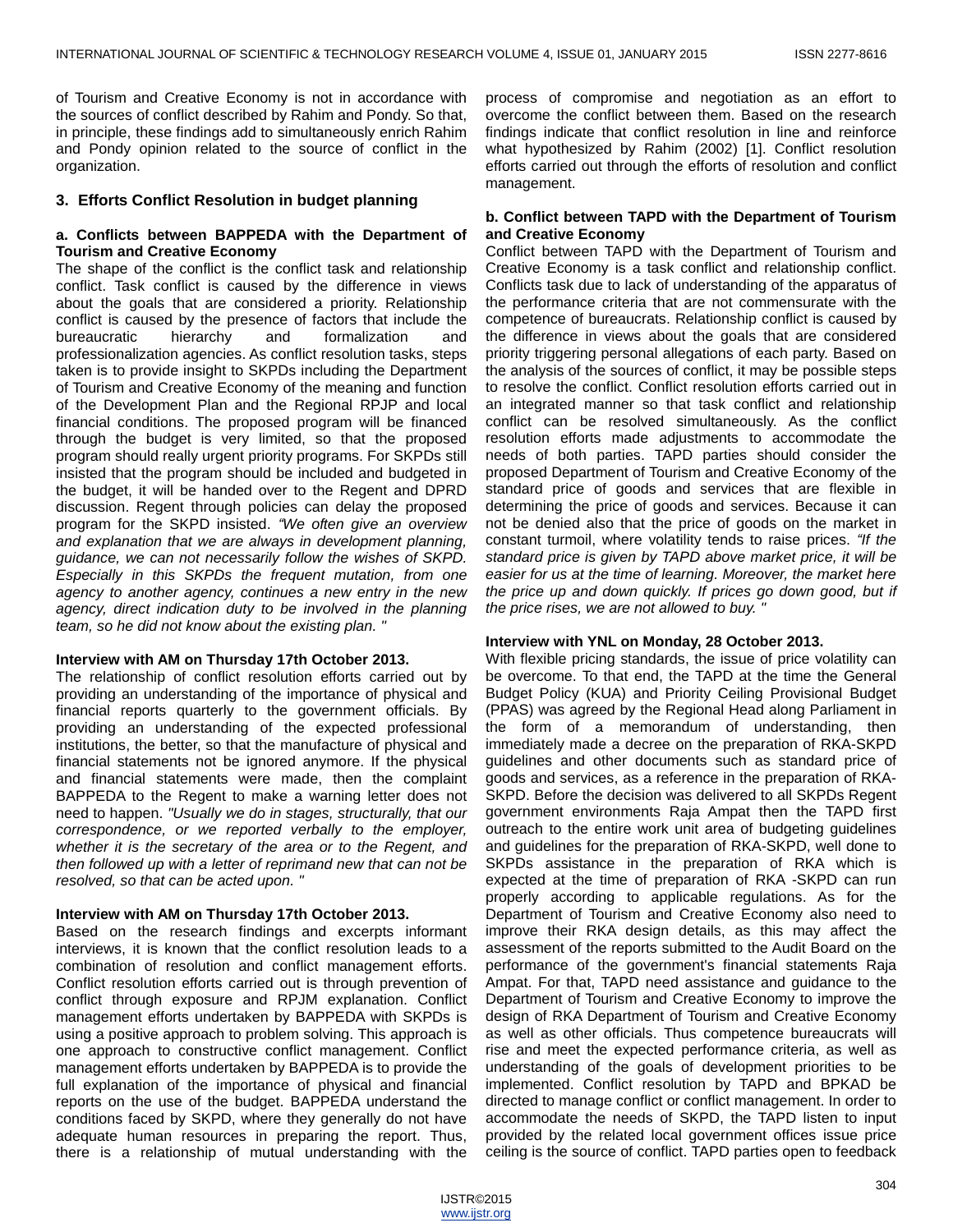of Tourism and Creative Economy is not in accordance with the sources of conflict described by Rahim and Pondy. So that, in principle, these findings add to simultaneously enrich Rahim and Pondy opinion related to the source of conflict in the organization.

### 3. Efforts Conflict Resolution in budget planning

**a. Conflicts between BAPPEDA with the Department of Tourism and Creative Economy**

The shape of the conflict is the conflict task and relationship conflict. Task conflict is caused by the difference in views about the goals that are considered a priority. Relationship conflict is caused by the presence of factors that include the bureaucratic hierarchy and formalization and professionalization agencies. As conflict resolution tasks, steps taken is to provide insight to SKPDs including the Department of Tourism and Creative Economy of the meaning and function of the Development Plan and the Regional RPJP and local financial conditions. The proposed program will be financed through the budget is very limited, so that the proposed program should really urgent priority programs. For SKPDs still insisted that the program should be included and budgeted in the budget, it will be handed over to the Regent and DPRD discussion. Regent through policies can delay the proposed program for the SKPD insisted. *"We often give an overview and explanation that we are always in development planning, guidance, we can not necessarily follow the wishes of SKPD. Especially in this SKPDs the frequent mutation, from one agency to another agency, continues a new entry in the new agency, direct indication duty to be involved in the planning team, so he did not know about the existing plan. "*

**Interview with AM on Thursday 17th October 2013.**

The relationship of conflict resolution efforts carried out by providing an understanding of the importance of physical and financial reports quarterly to the government officials. By providing an understanding of the expected professional institutions, the better, so that the manufacture of physical and financial statements not be ignored anymore. If the physical and financial statements were made, then the complaint BAPPEDA to the Regent to make a warning letter does not need to happen. *"Usually we do in stages, structurally, that our correspondence, or we reported verbally to the employer, whether it is the secretary of the area or to the Regent, and then followed up with a letter of reprimand new that can not be resolved, so that can be acted upon. "*

**Interview with AM on Thursday 17th October 2013.**

Based on the research findings and excerpts informant interviews, it is known that the conflict resolution leads to a combination of resolution and conflict management efforts. Conflict resolution efforts carried out is through prevention of conflict through exposure and RPJM explanation. Conflict management efforts undertaken by BAPPEDA with SKPDs is using a positive approach to problem solving. This approach is one approach to constructive conflict management. Conflict management efforts undertaken by BAPPEDA is to provide the full explanation of the importance of physical and financial reports on the use of the budget. BAPPEDA understand the conditions faced by SKPD, where they generally do not have adequate human resources in preparing the report. Thus, there is a relationship of mutual understanding with the process of compromise and negotiation as an effort to overcome the conflict between them. Based on the research findings indicate that conflict resolution in line and reinforce what hypothesized by Rahim (2002) [1]. Conflict resolution efforts carried out through the efforts of resolution and conflict management.

**b. Conflict between TAPD with the Department of Tourism and Creative Economy**

Conflict between TAPD with the Department of Tourism and Creative Economy is a task conflict and relationship conflict. Conflicts task due to lack of understanding of the apparatus of the performance criteria that are not commensurate with the competence of bureaucrats. Relationship conflict is caused by the difference in views about the goals that are considered priority triggering personal allegations of each party. Based on the analysis of the sources of conflict, it may be possible steps to resolve the conflict. Conflict resolution efforts carried out in an integrated manner so that task conflict and relationship conflict can be resolved simultaneously. As the conflict resolution efforts made adjustments to accommodate the needs of both parties. TAPD parties should consider the proposed Department of Tourism and Creative Economy of the standard price of goods and services that are flexible in determining the price of goods and services. Because it can not be denied also that the price of goods on the market in constant turmoil, where volatility tends to raise prices. *"If the standard price is given by TAPD above market price, it will be easier for us at the time of learning. Moreover, the market here the price up and down quickly. If prices go down good, but if the price rises, we are not allowed to buy. "*

**Interview with YNL on Monday, 28 October 2013.**

With flexible pricing standards, the issue of price volatility can be overcome. To that end, the TAPD at the time the General Budget Policy (KUA) and Priority Ceiling Provisional Budget (PPAS) was agreed by the Regional Head along Parliament in the form of a memorandum of understanding, then immediately made a decree on the preparation of RKA-SKPD guidelines and other documents such as standard price of goods and services, as a reference in the preparation of RKA-SKPD. Before the decision was delivered to all SKPDs Regent government environments Raja Ampat then the TAPD first outreach to the entire work unit area of budgeting guidelines and guidelines for the preparation of RKA-SKPD, well done to SKPDs assistance in the preparation of RKA which is expected at the time of preparation of RKA -SKPD can run properly according to applicable regulations. As for the Department of Tourism and Creative Economy also need to improve their RKA design details, as this may affect the assessment of the reports submitted to the Audit Board on the performance of the government's financial statements Raja Ampat. For that, TAPD need assistance and guidance to the Department of Tourism and Creative Economy to improve the design of RKA Department of Tourism and Creative Economy as well as other officials. Thus competence bureaucrats will rise and meet the expected performance criteria, as well as understanding of the goals of development priorities to be implemented. Conflict resolution by TAPD and BPKAD be directed to manage conflict or conflict management. In order to accommodate the needs of SKPD, the TAPD listen to input provided by the related local government offices issue price ceiling is the source of conflict. TAPD parties open to feedback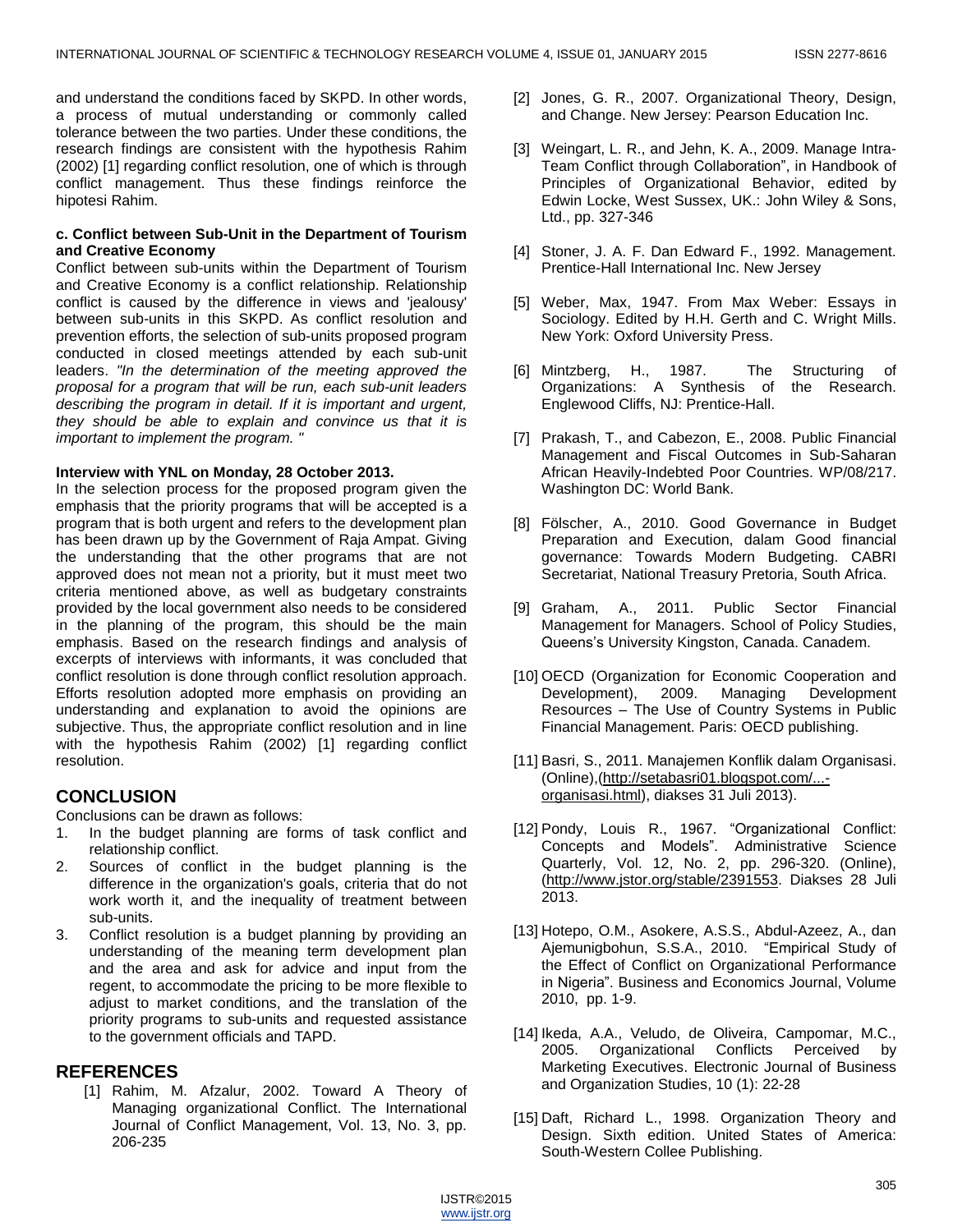and understand the conditions faced by SKPD. In other words, a process of mutual understanding or commonly called tolerance between the two parties. Under these conditions, the research findings are consistent with the hypothesis Rahim (2002) [1] regarding conflict resolution, one of which is through conflict management. Thus these findings reinforce the hipotesi Rahim.

**c. Conflict between Sub-Unit in the Department of Tourism and Creative Economy**

Conflict between sub-units within the Department of Tourism and Creative Economy is a conflict relationship. Relationship conflict is caused by the difference in views and 'jealousy' between sub-units in this SKPD. As conflict resolution and prevention efforts, the selection of sub-units proposed program conducted in closed meetings attended by each sub-unit leaders. *"In the determination of the meeting approved the proposal for a program that will be run, each sub-unit leaders describing the program in detail. If it is important and urgent, they should be able to explain and convince us that it is important to implement the program. "*

**Interview with YNL on Monday, 28 October 2013.**

In the selection process for the proposed program given the emphasis that the priority programs that will be accepted is a program that is both urgent and refers to the development plan has been drawn up by the Government of Raja Ampat. Giving the understanding that the other programs that are not approved does not mean not a priority, but it must meet two criteria mentioned above, as well as budgetary constraints provided by the local government also needs to be considered in the planning of the program, this should be the main emphasis. Based on the research findings and analysis of excerpts of interviews with informants, it was concluded that conflict resolution is done through conflict resolution approach. Efforts resolution adopted more emphasis on providing an understanding and explanation to avoid the opinions are subjective. Thus, the appropriate conflict resolution and in line with the hypothesis Rahim (2002) [1] regarding conflict resolution.

## CONCLUSION

Conclusions can be drawn as follows:

1. In the budget planning are forms of task conflict and relationship conflict.
2. Sources of conflict in the budget planning is the difference in the organization's goals, criteria that do not work worth it, and the inequality of treatment between sub-units.
3. Conflict resolution is a budget planning by providing an understanding of the meaning term development plan and the area and ask for advice and input from the regent, to accommodate the pricing to be more flexible to adjust to market conditions, and the translation of the priority programs to sub-units and requested assistance to the government officials and TAPD.

## REFERENCES

[1] Rahim, M. Afzalur, 2002. Toward A Theory of Managing organizational Conflict. The International Journal of Conflict Management, Vol. 13, No. 3, pp. 206-235

[2] Jones, G. R., 2007. Organizational Theory, Design, and Change. New Jersey: Pearson Education Inc.

[3] Weingart, L. R., and Jehn, K. A., 2009. Manage Intra-Team Conflict through Collaboration", in Handbook of Principles of Organizational Behavior, edited by Edwin Locke, West Sussex, UK.: John Wiley & Sons, Ltd., pp. 327-346

[4] Stoner, J. A. F. Dan Edward F., 1992. Management. Prentice-Hall International Inc. New Jersey

[5] Weber, Max, 1947. From Max Weber: Essays in Sociology. Edited by H.H. Gerth and C. Wright Mills. New York: Oxford University Press.

[6] Mintzberg, H., 1987. The Structuring of Organizations: A Synthesis of the Research. Englewood Cliffs, NJ: Prentice-Hall.

[7] Prakash, T., and Cabezon, E., 2008. Public Financial Management and Fiscal Outcomes in Sub-Saharan African Heavily-Indebted Poor Countries. WP/08/217. Washington DC: World Bank.

[8] Fölscher, A., 2010. Good Governance in Budget Preparation and Execution, dalam Good financial governance: Towards Modern Budgeting. CABRI Secretariat, National Treasury Pretoria, South Africa.

[9] Graham, A., 2011. Public Sector Financial Management for Managers. School of Policy Studies, Queens's University Kingston, Canada. Canadem.

[10] OECD (Organization for Economic Cooperation and Development), 2009. Managing Development Resources – The Use of Country Systems in Public Financial Management. Paris: OECD publishing.

[11] Basri, S., 2011. Manajemen Konflik dalam Organisasi. (Online),(http://setabasri01.blogspot.com/...-organisasi.html), diakses 31 Juli 2013).

[12] Pondy, Louis R., 1967. "Organizational Conflict: Concepts and Models". Administrative Science Quarterly, Vol. 12, No. 2, pp. 296-320. (Online), (http://www.jstor.org/stable/2391553. Diakses 28 Juli 2013.

[13] Hotepo, O.M., Asokere, A.S.S., Abdul-Azeez, A., dan Ajemunigbohun, S.S.A., 2010. "Empirical Study of the Effect of Conflict on Organizational Performance in Nigeria". Business and Economics Journal, Volume 2010, pp. 1-9.

[14] Ikeda, A.A., Veludo, de Oliveira, Campomar, M.C., 2005. Organizational Conflicts Perceived by Marketing Executives. Electronic Journal of Business and Organization Studies, 10 (1): 22-28

[15] Daft, Richard L., 1998. Organization Theory and Design. Sixth edition. United States of America: South-Western Collee Publishing.